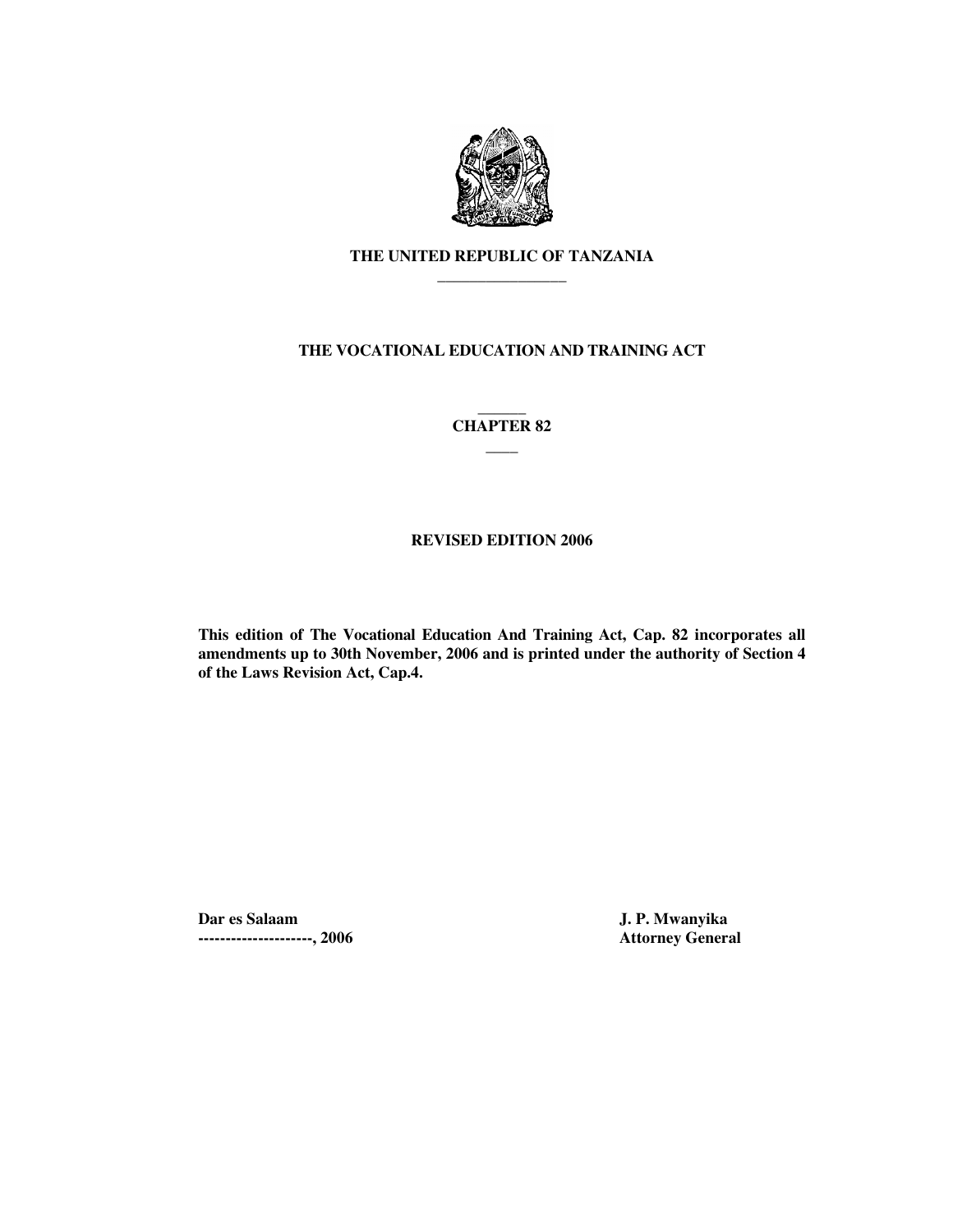# THE UNITED REPUBLIC OF TANZANIA

## THE VOCATIONAL EDUCATION AND TRAINING ACT

## CHAPTER 82

### REVISED EDITION 2006

**This edition of The Vocational Education And Training Act, Cap. 82 incorporates all amendments up to 30th November, 2006 and is printed under the authority of Section 4 of the Laws Revision Act, Cap.4.**

**Dar es Salaam**
**---------------------, 2006**

**J. P. Mwanyika**
**Attorney General**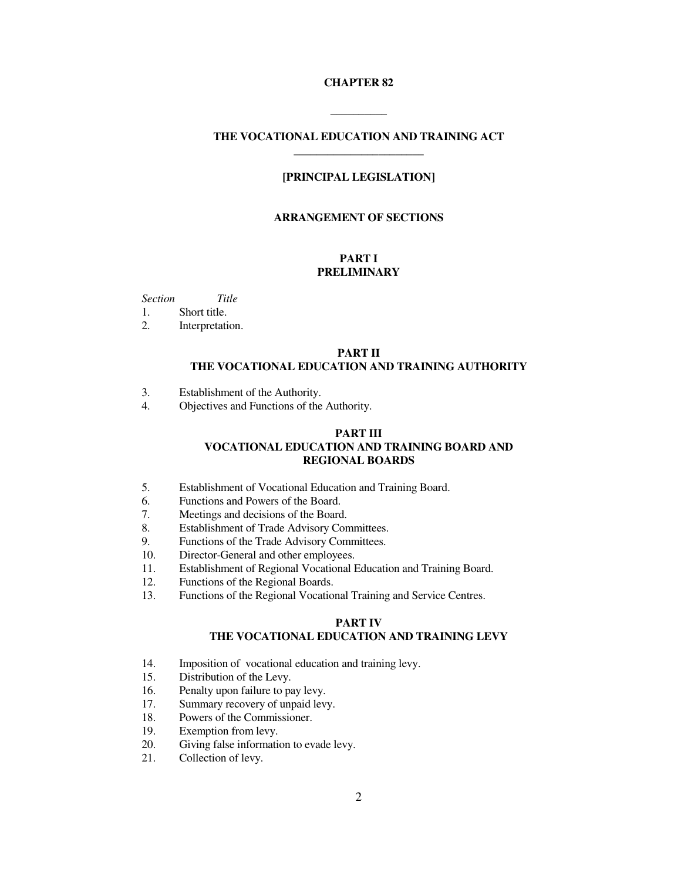# CHAPTER 82

## THE VOCATIONAL EDUCATION AND TRAINING ACT

**[PRINCIPAL LEGISLATION]**

### ARRANGEMENT OF SECTIONS

### PART I
### PRELIMINARY

*Section* *Title*

1. Short title.
2. Interpretation.

### PART II
### THE VOCATIONAL EDUCATION AND TRAINING AUTHORITY

3. Establishment of the Authority.
4. Objectives and Functions of the Authority.

### PART III
### VOCATIONAL EDUCATION AND TRAINING BOARD AND REGIONAL BOARDS

5. Establishment of Vocational Education and Training Board.
6. Functions and Powers of the Board.
7. Meetings and decisions of the Board.
8. Establishment of Trade Advisory Committees.
9. Functions of the Trade Advisory Committees.
10. Director-General and other employees.
11. Establishment of Regional Vocational Education and Training Board.
12. Functions of the Regional Boards.
13. Functions of the Regional Vocational Training and Service Centres.

### PART IV
### THE VOCATIONAL EDUCATION AND TRAINING LEVY

14. Imposition of vocational education and training levy.
15. Distribution of the Levy.
16. Penalty upon failure to pay levy.
17. Summary recovery of unpaid levy.
18. Powers of the Commissioner.
19. Exemption from levy.
20. Giving false information to evade levy.
21. Collection of levy.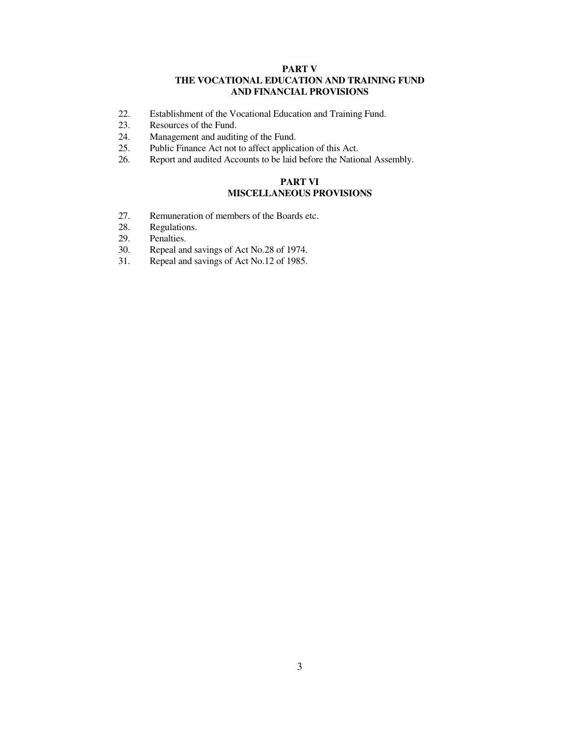**PART V**
**THE VOCATIONAL EDUCATION AND TRAINING FUND AND FINANCIAL PROVISIONS**

22. Establishment of the Vocational Education and Training Fund.
23. Resources of the Fund.
24. Management and auditing of the Fund.
25. Public Finance Act not to affect application of this Act.
26. Report and audited Accounts to be laid before the National Assembly.

**PART VI**
**MISCELLANEOUS PROVISIONS**

27. Remuneration of members of the Boards etc.
28. Regulations.
29. Penalties.
30. Repeal and savings of Act No.28 of 1974.
31. Repeal and savings of Act No.12 of 1985.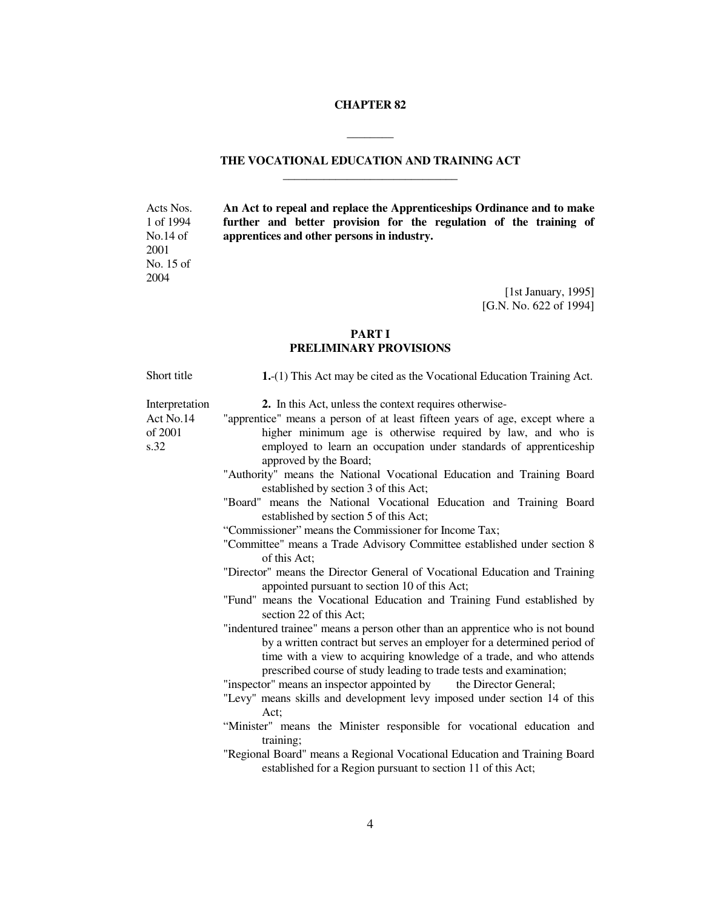# CHAPTER 82

________

## THE VOCATIONAL EDUCATION AND TRAINING ACT

Acts Nos. 1 of 1994 No.14 of 2001 No. 15 of 2004

**An Act to repeal and replace the Apprenticeships Ordinance and to make further and better provision for the regulation of the training of apprentices and other persons in industry.**

[1st January, 1995]
[G.N. No. 622 of 1994]

### PART I
### PRELIMINARY PROVISIONS

Short title

**1.**-(1) This Act may be cited as the Vocational Education Training Act.

Interpretation Act No.14 of 2001 s.32

**2.** In this Act, unless the context requires otherwise-

"apprentice" means a person of at least fifteen years of age, except where a higher minimum age is otherwise required by law, and who is employed to learn an occupation under standards of apprenticeship approved by the Board;

"Authority" means the National Vocational Education and Training Board established by section 3 of this Act;

"Board" means the National Vocational Education and Training Board established by section 5 of this Act;

"Commissioner" means the Commissioner for Income Tax;

"Committee" means a Trade Advisory Committee established under section 8 of this Act;

"Director" means the Director General of Vocational Education and Training appointed pursuant to section 10 of this Act;

"Fund" means the Vocational Education and Training Fund established by section 22 of this Act;

"indentured trainee" means a person other than an apprentice who is not bound by a written contract but serves an employer for a determined period of time with a view to acquiring knowledge of a trade, and who attends prescribed course of study leading to trade tests and examination;

"inspector" means an inspector appointed by the Director General;

"Levy" means skills and development levy imposed under section 14 of this Act;

"Minister" means the Minister responsible for vocational education and training;

"Regional Board" means a Regional Vocational Education and Training Board established for a Region pursuant to section 11 of this Act;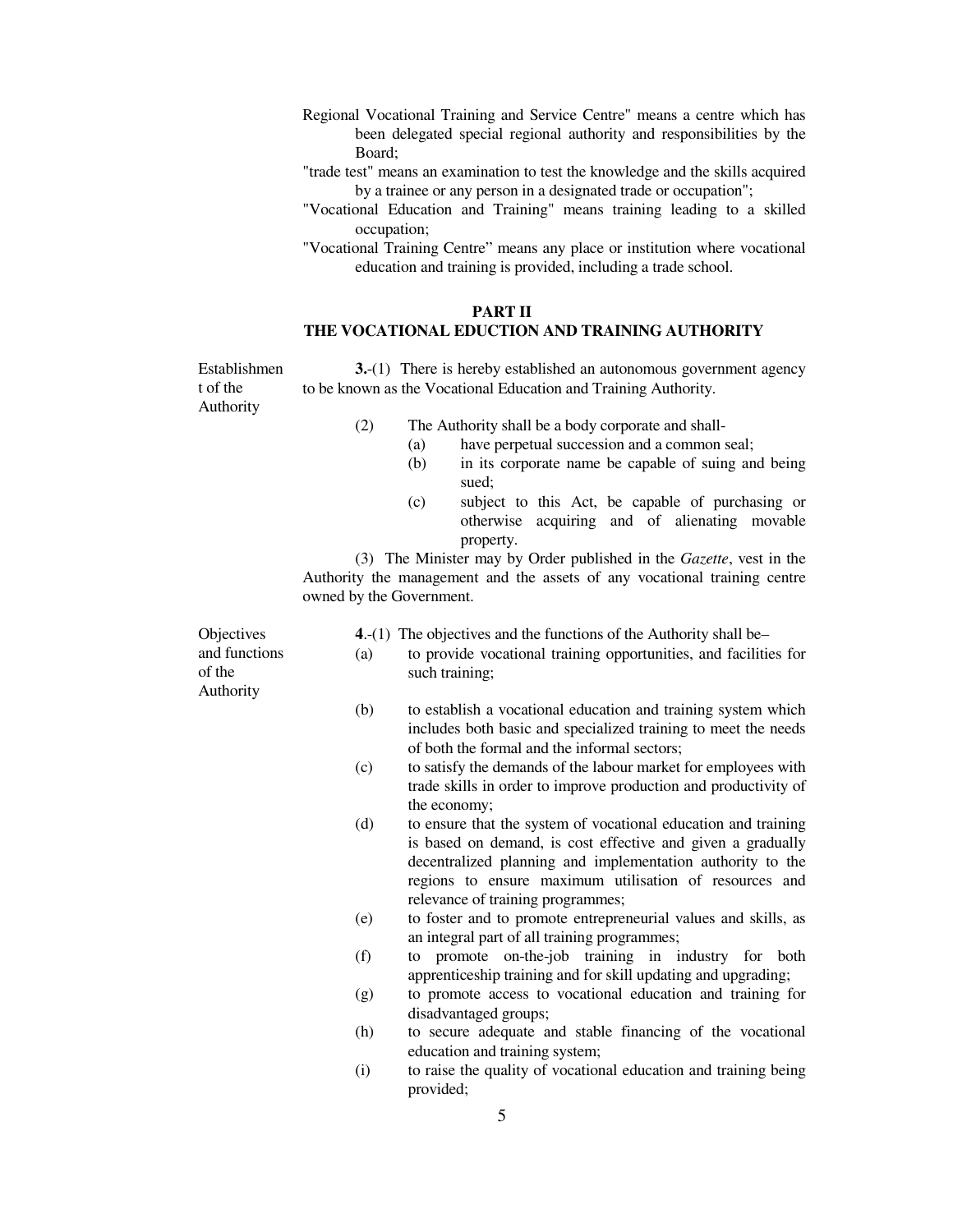Regional Vocational Training and Service Centre" means a centre which has been delegated special regional authority and responsibilities by the Board;

"trade test" means an examination to test the knowledge and the skills acquired by a trainee or any person in a designated trade or occupation";

"Vocational Education and Training" means training leading to a skilled occupation;

"Vocational Training Centre" means any place or institution where vocational education and training is provided, including a trade school.

## PART II
## THE VOCATIONAL EDUCTION AND TRAINING AUTHORITY

Establishment of the Authority

**3.**-(1) There is hereby established an autonomous government agency to be known as the Vocational Education and Training Authority.

(2) The Authority shall be a body corporate and shall-

(a) have perpetual succession and a common seal;

(b) in its corporate name be capable of suing and being sued;

(c) subject to this Act, be capable of purchasing or otherwise acquiring and of alienating movable property.

(3) The Minister may by Order published in the *Gazette*, vest in the Authority the management and the assets of any vocational training centre owned by the Government.

Objectives and functions of the Authority

**4**.-(1) The objectives and the functions of the Authority shall be–

(a) to provide vocational training opportunities, and facilities for such training;

(b) to establish a vocational education and training system which includes both basic and specialized training to meet the needs of both the formal and the informal sectors;

(c) to satisfy the demands of the labour market for employees with trade skills in order to improve production and productivity of the economy;

(d) to ensure that the system of vocational education and training is based on demand, is cost effective and given a gradually decentralized planning and implementation authority to the regions to ensure maximum utilisation of resources and relevance of training programmes;

(e) to foster and to promote entrepreneurial values and skills, as an integral part of all training programmes;

(f) to promote on-the-job training in industry for both apprenticeship training and for skill updating and upgrading;

(g) to promote access to vocational education and training for disadvantaged groups;

(h) to secure adequate and stable financing of the vocational education and training system;

(i) to raise the quality of vocational education and training being provided;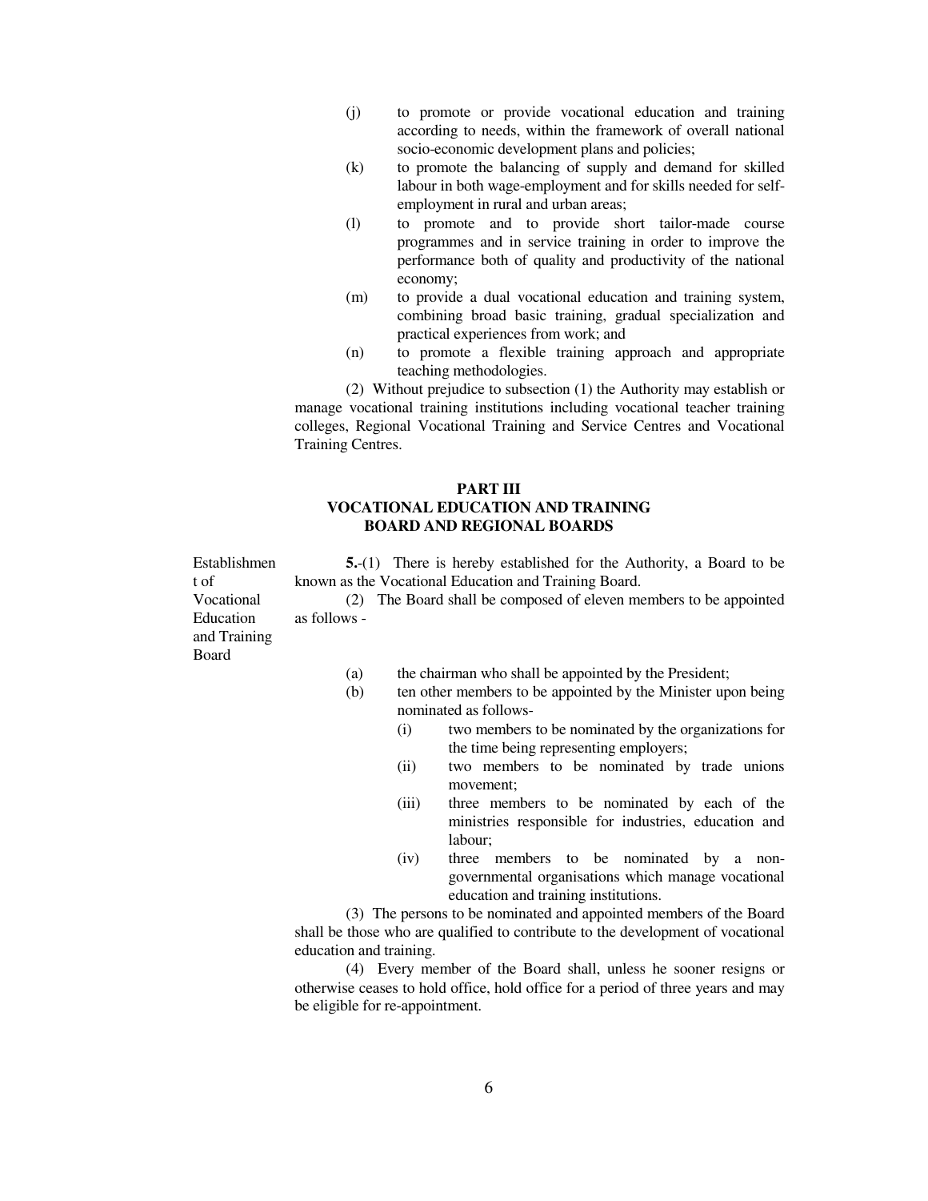(j) to promote or provide vocational education and training according to needs, within the framework of overall national socio-economic development plans and policies;

(k) to promote the balancing of supply and demand for skilled labour in both wage-employment and for skills needed for self-employment in rural and urban areas;

(l) to promote and to provide short tailor-made course programmes and in service training in order to improve the performance both of quality and productivity of the national economy;

(m) to provide a dual vocational education and training system, combining broad basic training, gradual specialization and practical experiences from work; and

(n) to promote a flexible training approach and appropriate teaching methodologies.

(2) Without prejudice to subsection (1) the Authority may establish or manage vocational training institutions including vocational teacher training colleges, Regional Vocational Training and Service Centres and Vocational Training Centres.

## PART III
## VOCATIONAL EDUCATION AND TRAINING BOARD AND REGIONAL BOARDS

*Establishment of Vocational Education and Training Board*

**5.**-(1) There is hereby established for the Authority, a Board to be known as the Vocational Education and Training Board.

(2) The Board shall be composed of eleven members to be appointed as follows -

(a) the chairman who shall be appointed by the President;

(b) ten other members to be appointed by the Minister upon being nominated as follows-

(i) two members to be nominated by the organizations for the time being representing employers;

(ii) two members to be nominated by trade unions movement;

(iii) three members to be nominated by each of the ministries responsible for industries, education and labour;

(iv) three members to be nominated by a non-governmental organisations which manage vocational education and training institutions.

(3) The persons to be nominated and appointed members of the Board shall be those who are qualified to contribute to the development of vocational education and training.

(4) Every member of the Board shall, unless he sooner resigns or otherwise ceases to hold office, hold office for a period of three years and may be eligible for re-appointment.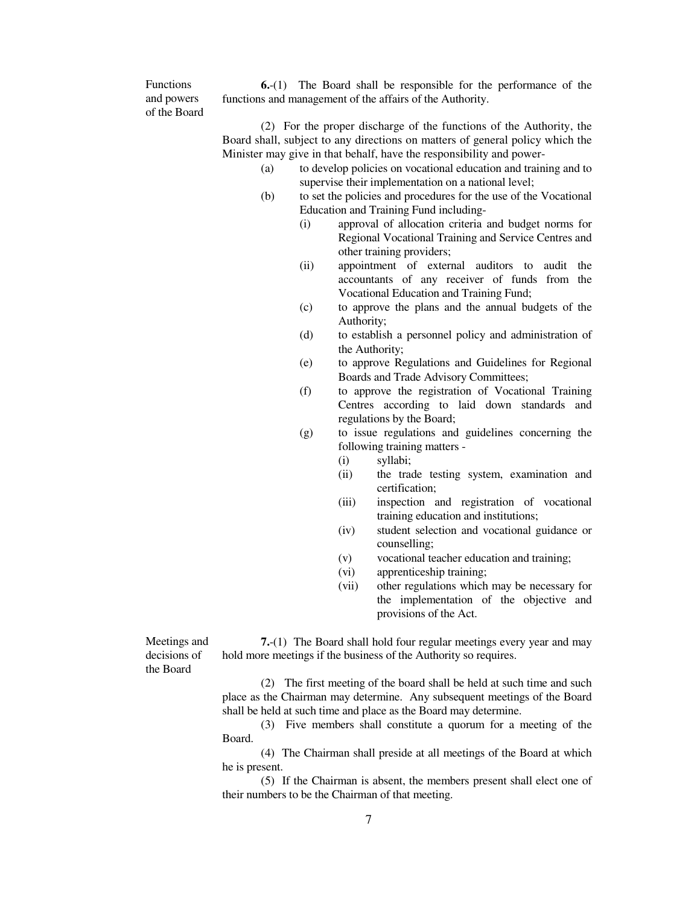**Functions and powers of the Board**

**6.**-(1) The Board shall be responsible for the performance of the functions and management of the affairs of the Authority.

(2) For the proper discharge of the functions of the Authority, the Board shall, subject to any directions on matters of general policy which the Minister may give in that behalf, have the responsibility and power-

- (a) to develop policies on vocational education and training and to supervise their implementation on a national level;
- (b) to set the policies and procedures for the use of the Vocational Education and Training Fund including-
  - (i) approval of allocation criteria and budget norms for Regional Vocational Training and Service Centres and other training providers;
  - (ii) appointment of external auditors to audit the accountants of any receiver of funds from the Vocational Education and Training Fund;
  - (c) to approve the plans and the annual budgets of the Authority;
  - (d) to establish a personnel policy and administration of the Authority;
  - (e) to approve Regulations and Guidelines for Regional Boards and Trade Advisory Committees;
  - (f) to approve the registration of Vocational Training Centres according to laid down standards and regulations by the Board;
  - (g) to issue regulations and guidelines concerning the following training matters -
    - (i) syllabi;
    - (ii) the trade testing system, examination and certification;
    - (iii) inspection and registration of vocational training education and institutions;
    - (iv) student selection and vocational guidance or counselling;
    - (v) vocational teacher education and training;
    - (vi) apprenticeship training;
    - (vii) other regulations which may be necessary for the implementation of the objective and provisions of the Act.

**Meetings and decisions of the Board**

**7.**-(1) The Board shall hold four regular meetings every year and may hold more meetings if the business of the Authority so requires.

(2) The first meeting of the board shall be held at such time and such place as the Chairman may determine. Any subsequent meetings of the Board shall be held at such time and place as the Board may determine.

(3) Five members shall constitute a quorum for a meeting of the Board.

(4) The Chairman shall preside at all meetings of the Board at which he is present.

(5) If the Chairman is absent, the members present shall elect one of their numbers to be the Chairman of that meeting.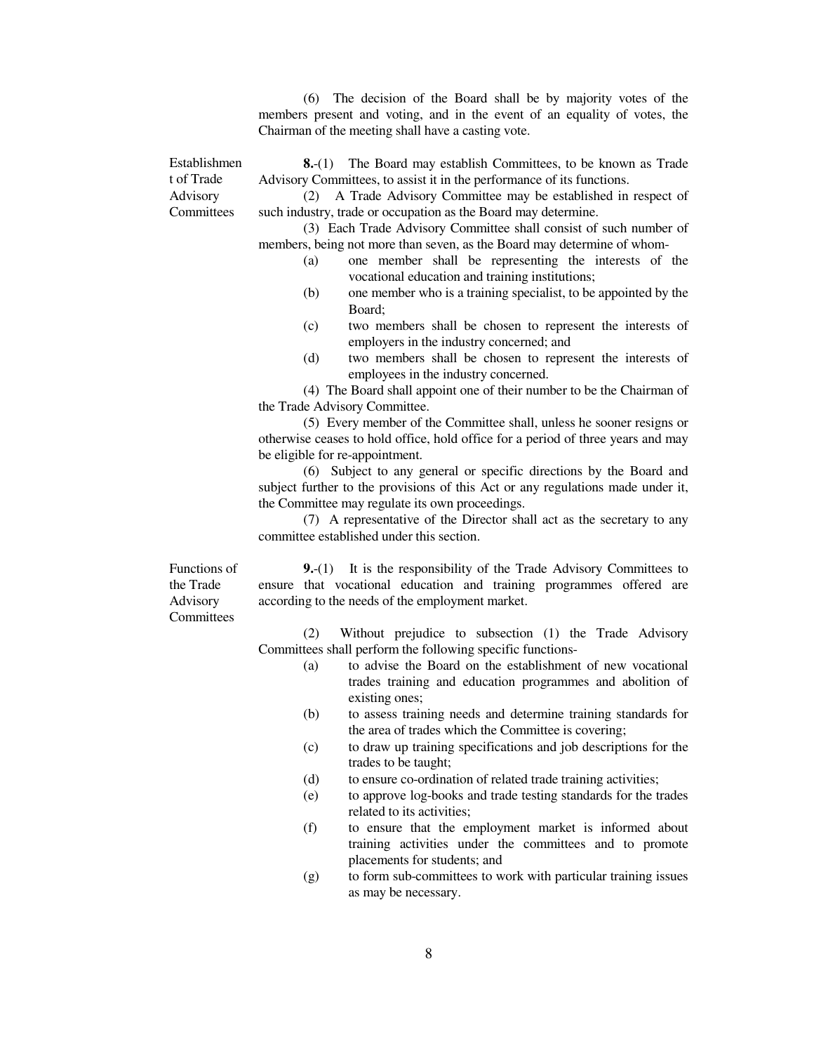(6) The decision of the Board shall be by majority votes of the members present and voting, and in the event of an equality of votes, the Chairman of the meeting shall have a casting vote.

**Establishment of Trade Advisory Committees**

**8.**-(1) The Board may establish Committees, to be known as Trade Advisory Committees, to assist it in the performance of its functions.

(2) A Trade Advisory Committee may be established in respect of such industry, trade or occupation as the Board may determine.

(3) Each Trade Advisory Committee shall consist of such number of members, being not more than seven, as the Board may determine of whom-

- (a) one member shall be representing the interests of the vocational education and training institutions;
- (b) one member who is a training specialist, to be appointed by the Board;
- (c) two members shall be chosen to represent the interests of employers in the industry concerned; and
- (d) two members shall be chosen to represent the interests of employees in the industry concerned.

(4) The Board shall appoint one of their number to be the Chairman of the Trade Advisory Committee.

(5) Every member of the Committee shall, unless he sooner resigns or otherwise ceases to hold office, hold office for a period of three years and may be eligible for re-appointment.

(6) Subject to any general or specific directions by the Board and subject further to the provisions of this Act or any regulations made under it, the Committee may regulate its own proceedings.

(7) A representative of the Director shall act as the secretary to any committee established under this section.

**Functions of the Trade Advisory Committees**

**9.**-(1) It is the responsibility of the Trade Advisory Committees to ensure that vocational education and training programmes offered are according to the needs of the employment market.

(2) Without prejudice to subsection (1) the Trade Advisory Committees shall perform the following specific functions-

- (a) to advise the Board on the establishment of new vocational trades training and education programmes and abolition of existing ones;
- (b) to assess training needs and determine training standards for the area of trades which the Committee is covering;
- (c) to draw up training specifications and job descriptions for the trades to be taught;
- (d) to ensure co-ordination of related trade training activities;
- (e) to approve log-books and trade testing standards for the trades related to its activities;
- (f) to ensure that the employment market is informed about training activities under the committees and to promote placements for students; and
- (g) to form sub-committees to work with particular training issues as may be necessary.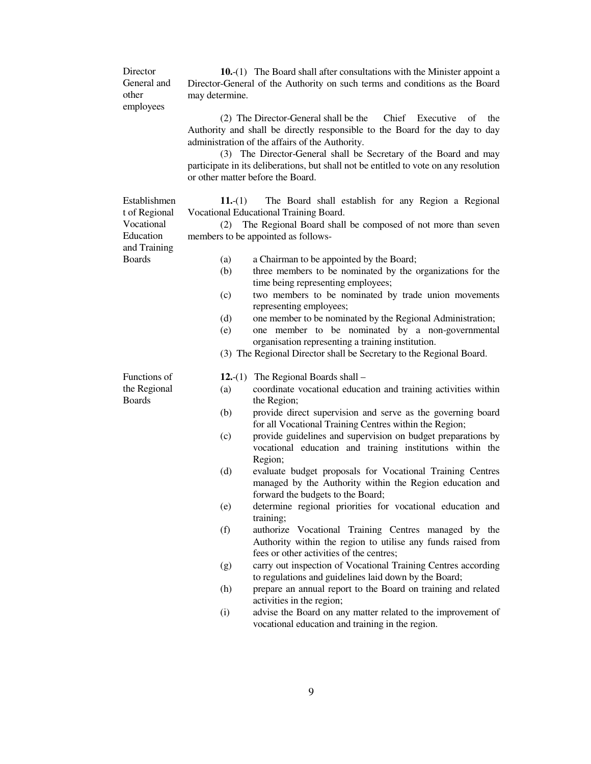**Director General and other employees**

**10.**-(1) The Board shall after consultations with the Minister appoint a Director-General of the Authority on such terms and conditions as the Board may determine.

(2) The Director-General shall be the Chief Executive of the Authority and shall be directly responsible to the Board for the day to day administration of the affairs of the Authority.

(3) The Director-General shall be Secretary of the Board and may participate in its deliberations, but shall not be entitled to vote on any resolution or other matter before the Board.

**Establishment of Regional Vocational Education and Training Boards**

**11.**-(1) The Board shall establish for any Region a Regional Vocational Educational Training Board.

(2) The Regional Board shall be composed of not more than seven members to be appointed as follows-

(a) a Chairman to be appointed by the Board;

(b) three members to be nominated by the organizations for the time being representing employees;

(c) two members to be nominated by trade union movements representing employees;

(d) one member to be nominated by the Regional Administration;

(e) one member to be nominated by a non-governmental organisation representing a training institution.

(3) The Regional Director shall be Secretary to the Regional Board.

**Functions of the Regional Boards**

**12.**-(1) The Regional Boards shall –

(a) coordinate vocational education and training activities within the Region;

(b) provide direct supervision and serve as the governing board for all Vocational Training Centres within the Region;

(c) provide guidelines and supervision on budget preparations by vocational education and training institutions within the Region;

(d) evaluate budget proposals for Vocational Training Centres managed by the Authority within the Region education and forward the budgets to the Board;

(e) determine regional priorities for vocational education and training;

(f) authorize Vocational Training Centres managed by the Authority within the region to utilise any funds raised from fees or other activities of the centres;

(g) carry out inspection of Vocational Training Centres according to regulations and guidelines laid down by the Board;

(h) prepare an annual report to the Board on training and related activities in the region;

(i) advise the Board on any matter related to the improvement of vocational education and training in the region.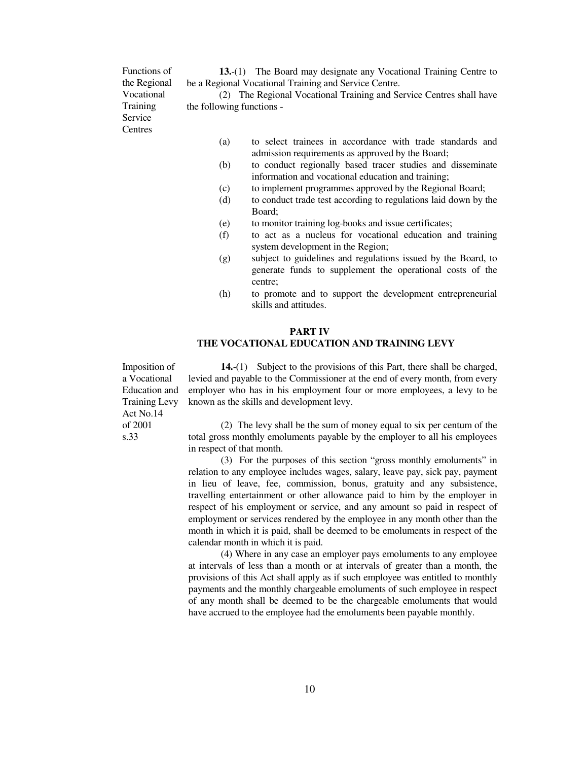Functions of the Regional Vocational Training Service Centres

**13.**-(1) The Board may designate any Vocational Training Centre to be a Regional Vocational Training and Service Centre.

(2) The Regional Vocational Training and Service Centres shall have the following functions -

(a) to select trainees in accordance with trade standards and admission requirements as approved by the Board;

(b) to conduct regionally based tracer studies and disseminate information and vocational education and training;

(c) to implement programmes approved by the Regional Board;

(d) to conduct trade test according to regulations laid down by the Board;

(e) to monitor training log-books and issue certificates;

(f) to act as a nucleus for vocational education and training system development in the Region;

(g) subject to guidelines and regulations issued by the Board, to generate funds to supplement the operational costs of the centre;

(h) to promote and to support the development entrepreneurial skills and attitudes.

## PART IV
## THE VOCATIONAL EDUCATION AND TRAINING LEVY

Imposition of a Vocational Education and Training Levy Act No.14 of 2001 s.33

**14.**-(1) Subject to the provisions of this Part, there shall be charged, levied and payable to the Commissioner at the end of every month, from every employer who has in his employment four or more employees, a levy to be known as the skills and development levy.

(2) The levy shall be the sum of money equal to six per centum of the total gross monthly emoluments payable by the employer to all his employees in respect of that month.

(3) For the purposes of this section "gross monthly emoluments" in relation to any employee includes wages, salary, leave pay, sick pay, payment in lieu of leave, fee, commission, bonus, gratuity and any subsistence, travelling entertainment or other allowance paid to him by the employer in respect of his employment or service, and any amount so paid in respect of employment or services rendered by the employee in any month other than the month in which it is paid, shall be deemed to be emoluments in respect of the calendar month in which it is paid.

(4) Where in any case an employer pays emoluments to any employee at intervals of less than a month or at intervals of greater than a month, the provisions of this Act shall apply as if such employee was entitled to monthly payments and the monthly chargeable emoluments of such employee in respect of any month shall be deemed to be the chargeable emoluments that would have accrued to the employee had the emoluments been payable monthly.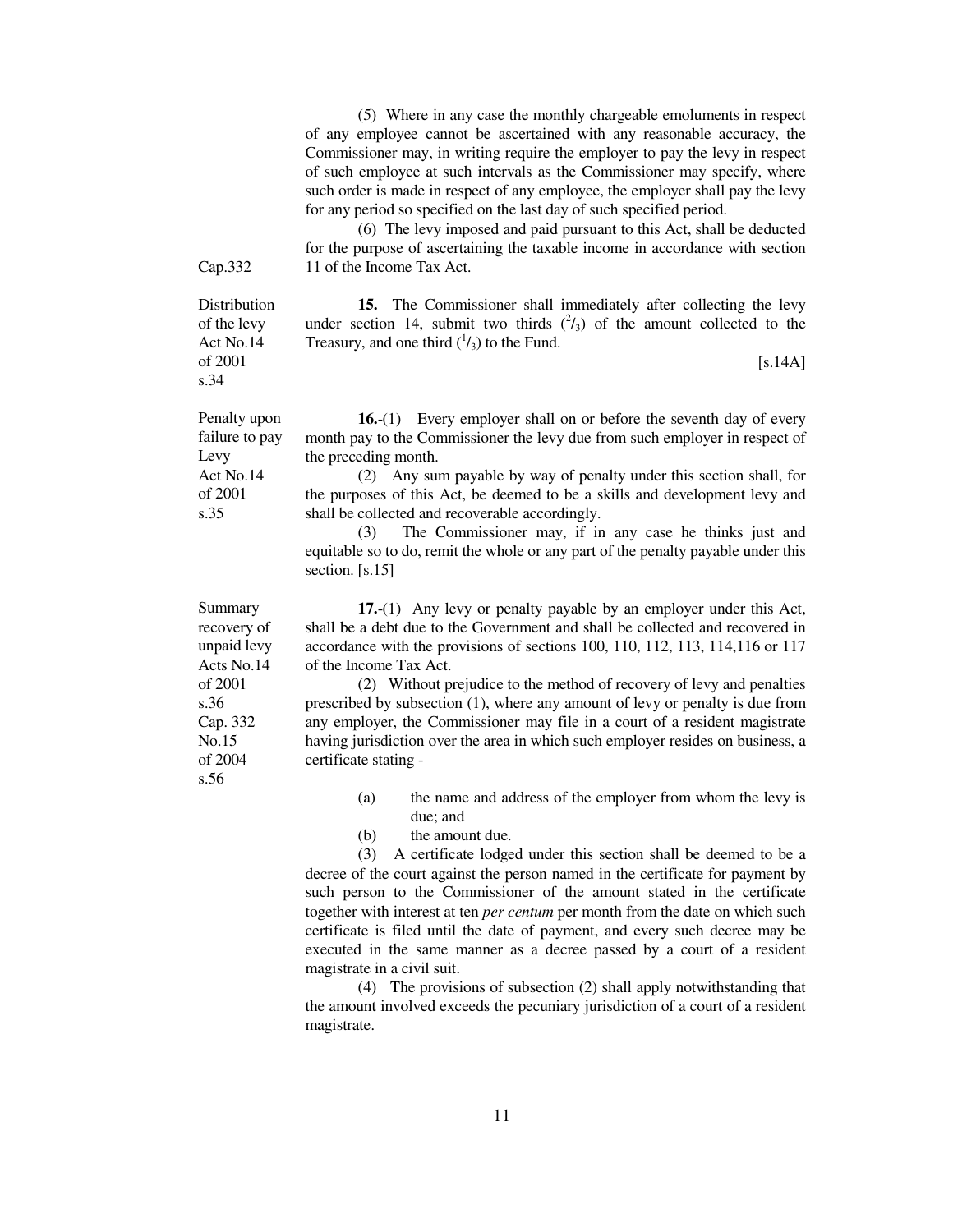(5) Where in any case the monthly chargeable emoluments in respect of any employee cannot be ascertained with any reasonable accuracy, the Commissioner may, in writing require the employer to pay the levy in respect of such employee at such intervals as the Commissioner may specify, where such order is made in respect of any employee, the employer shall pay the levy for any period so specified on the last day of such specified period.

(6) The levy imposed and paid pursuant to this Act, shall be deducted for the purpose of ascertaining the taxable income in accordance with section 11 of the Income Tax Act.

Cap.332

Distribution of the levy
Act No.14 of 2001 s.34

**15.** The Commissioner shall immediately after collecting the levy under section 14, submit two thirds ($^2/_3$) of the amount collected to the Treasury, and one third ($^1/_3$) to the Fund.

[s.14A]

Penalty upon failure to pay Levy
Act No.14 of 2001 s.35

**16.**-(1) Every employer shall on or before the seventh day of every month pay to the Commissioner the levy due from such employer in respect of the preceding month.

(2) Any sum payable by way of penalty under this section shall, for the purposes of this Act, be deemed to be a skills and development levy and shall be collected and recoverable accordingly.

(3) The Commissioner may, if in any case he thinks just and equitable so to do, remit the whole or any part of the penalty payable under this section. [s.15]

Summary recovery of unpaid levy
Acts No.14 of 2001 s.36
Cap. 332
No.15 of 2004 s.56

**17.**-(1) Any levy or penalty payable by an employer under this Act, shall be a debt due to the Government and shall be collected and recovered in accordance with the provisions of sections 100, 110, 112, 113, 114,116 or 117 of the Income Tax Act.

(2) Without prejudice to the method of recovery of levy and penalties prescribed by subsection (1), where any amount of levy or penalty is due from any employer, the Commissioner may file in a court of a resident magistrate having jurisdiction over the area in which such employer resides on business, a certificate stating -

(a) the name and address of the employer from whom the levy is due; and

(b) the amount due.

(3) A certificate lodged under this section shall be deemed to be a decree of the court against the person named in the certificate for payment by such person to the Commissioner of the amount stated in the certificate together with interest at ten *per centum* per month from the date on which such certificate is filed until the date of payment, and every such decree may be executed in the same manner as a decree passed by a court of a resident magistrate in a civil suit.

(4) The provisions of subsection (2) shall apply notwithstanding that the amount involved exceeds the pecuniary jurisdiction of a court of a resident magistrate.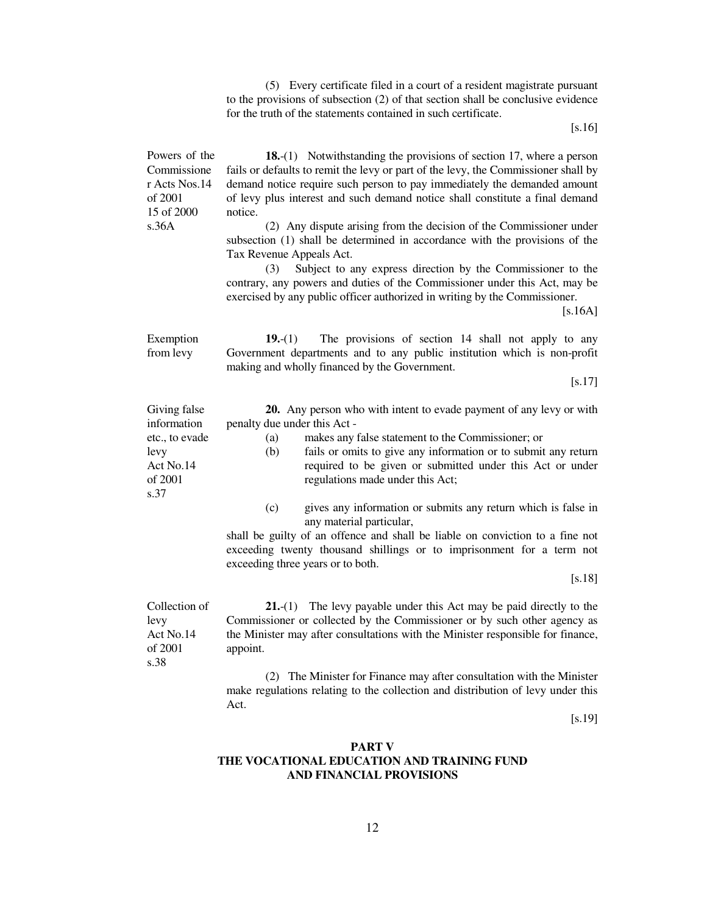(5) Every certificate filed in a court of a resident magistrate pursuant to the provisions of subsection (2) of that section shall be conclusive evidence for the truth of the statements contained in such certificate.

[s.16]

Powers of the Commissioner Acts Nos.14 of 2001 15 of 2000 s.36A

**18.**-(1) Notwithstanding the provisions of section 17, where a person fails or defaults to remit the levy or part of the levy, the Commissioner shall by demand notice require such person to pay immediately the demanded amount of levy plus interest and such demand notice shall constitute a final demand notice.

(2) Any dispute arising from the decision of the Commissioner under subsection (1) shall be determined in accordance with the provisions of the Tax Revenue Appeals Act.

(3) Subject to any express direction by the Commissioner to the contrary, any powers and duties of the Commissioner under this Act, may be exercised by any public officer authorized in writing by the Commissioner.

[s.16A]

Exemption from levy

**19.**-(1) The provisions of section 14 shall not apply to any Government departments and to any public institution which is non-profit making and wholly financed by the Government.

[s.17]

Giving false information etc., to evade levy Act No.14 of 2001 s.37

**20.** Any person who with intent to evade payment of any levy or with penalty due under this Act -

(a) makes any false statement to the Commissioner; or

(b) fails or omits to give any information or to submit any return required to be given or submitted under this Act or under regulations made under this Act;

(c) gives any information or submits any return which is false in any material particular,

shall be guilty of an offence and shall be liable on conviction to a fine not exceeding twenty thousand shillings or to imprisonment for a term not exceeding three years or to both.

[s.18]

Collection of levy Act No.14 of 2001 s.38

**21.**-(1) The levy payable under this Act may be paid directly to the Commissioner or collected by the Commissioner or by such other agency as the Minister may after consultations with the Minister responsible for finance, appoint.

(2) The Minister for Finance may after consultation with the Minister make regulations relating to the collection and distribution of levy under this Act.

[s.19]

## PART V
## THE VOCATIONAL EDUCATION AND TRAINING FUND AND FINANCIAL PROVISIONS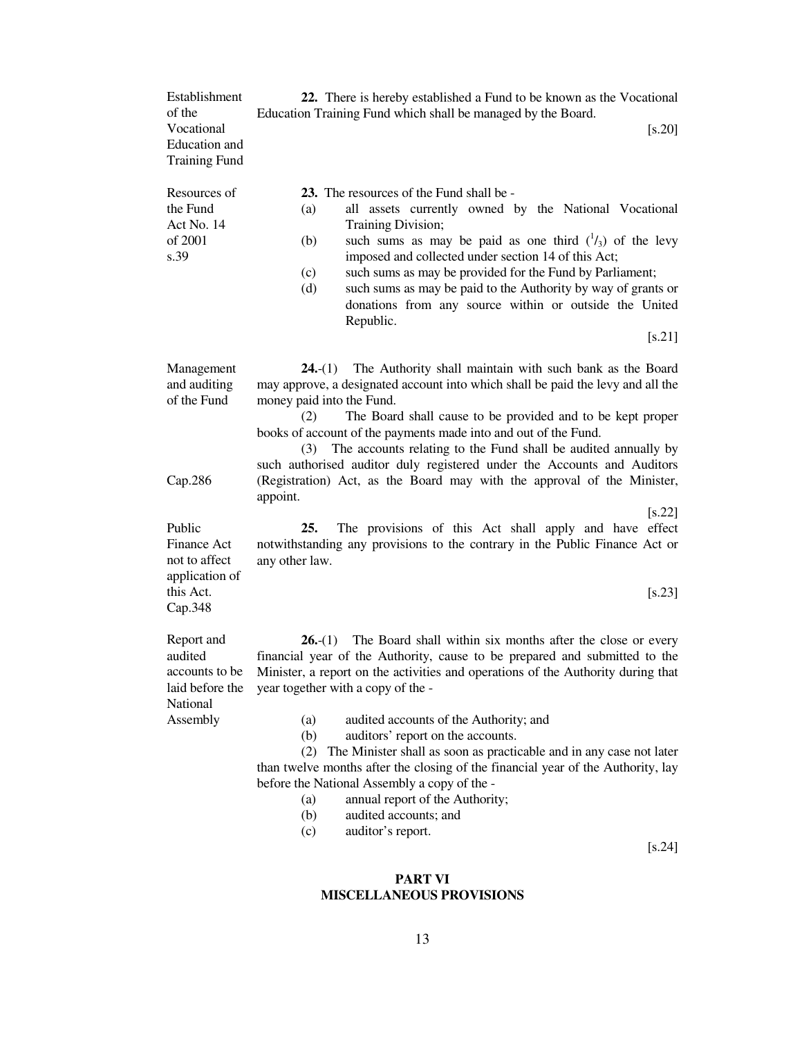**Establishment of the Vocational Education and Training Fund**

**22.** There is hereby established a Fund to be known as the Vocational Education Training Fund which shall be managed by the Board.

[s.20]

**Resources of the Fund**
Act No. 14 of 2001 s.39

**23.** The resources of the Fund shall be -

(a) all assets currently owned by the National Vocational Training Division;

(b) such sums as may be paid as one third ($^1/_3$) of the levy imposed and collected under section 14 of this Act;

(c) such sums as may be provided for the Fund by Parliament;

(d) such sums as may be paid to the Authority by way of grants or donations from any source within or outside the United Republic.

[s.21]

**Management and auditing of the Fund**

**24.**-(1) The Authority shall maintain with such bank as the Board may approve, a designated account into which shall be paid the levy and all the money paid into the Fund.

(2) The Board shall cause to be provided and to be kept proper books of account of the payments made into and out of the Fund.

(3) The accounts relating to the Fund shall be audited annually by such authorised auditor duly registered under the Accounts and Auditors (Registration) Act, as the Board may with the approval of the Minister, appoint.
Cap.286

[s.22]

**Public Finance Act not to affect application of this Act.**
Cap.348

**25.** The provisions of this Act shall apply and have effect notwithstanding any provisions to the contrary in the Public Finance Act or any other law.

[s.23]

**Report and audited accounts to be laid before the National Assembly**

**26.**-(1) The Board shall within six months after the close or every financial year of the Authority, cause to be prepared and submitted to the Minister, a report on the activities and operations of the Authority during that year together with a copy of the -

(a) audited accounts of the Authority; and

(b) auditors' report on the accounts.

(2) The Minister shall as soon as practicable and in any case not later than twelve months after the closing of the financial year of the Authority, lay before the National Assembly a copy of the -

(a) annual report of the Authority;

(b) audited accounts; and

(c) auditor's report.

[s.24]

## PART VI
## MISCELLANEOUS PROVISIONS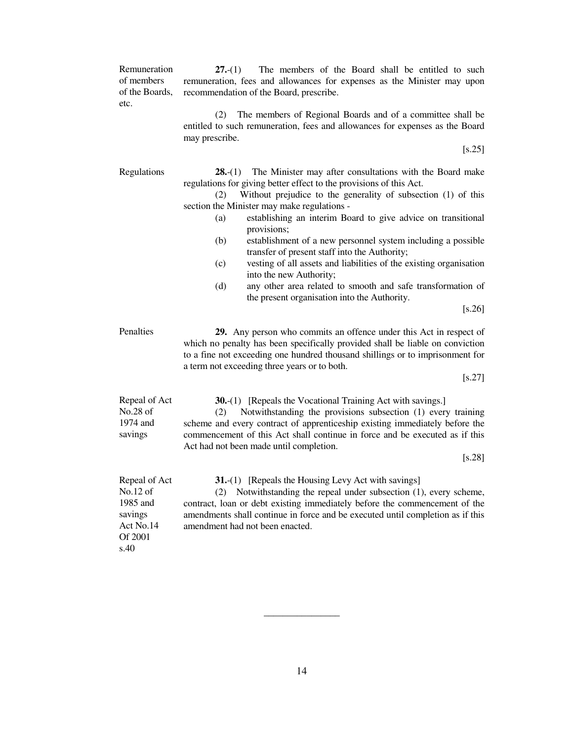**Remuneration of members of the Boards, etc.**

**27.**-(1) The members of the Board shall be entitled to such remuneration, fees and allowances for expenses as the Minister may upon recommendation of the Board, prescribe.

(2) The members of Regional Boards and of a committee shall be entitled to such remuneration, fees and allowances for expenses as the Board may prescribe.

[s.25]

**Regulations**

**28.**-(1) The Minister may after consultations with the Board make regulations for giving better effect to the provisions of this Act.

(2) Without prejudice to the generality of subsection (1) of this section the Minister may make regulations -

(a) establishing an interim Board to give advice on transitional provisions;

(b) establishment of a new personnel system including a possible transfer of present staff into the Authority;

(c) vesting of all assets and liabilities of the existing organisation into the new Authority;

(d) any other area related to smooth and safe transformation of the present organisation into the Authority.

[s.26]

**Penalties**

**29.** Any person who commits an offence under this Act in respect of which no penalty has been specifically provided shall be liable on conviction to a fine not exceeding one hundred thousand shillings or to imprisonment for a term not exceeding three years or to both.

[s.27]

**Repeal of Act No.28 of 1974 and savings**

**30.**-(1) [Repeals the Vocational Training Act with savings.]

(2) Notwithstanding the provisions subsection (1) every training scheme and every contract of apprenticeship existing immediately before the commencement of this Act shall continue in force and be executed as if this Act had not been made until completion.

[s.28]

**Repeal of Act No.12 of 1985 and savings**
Act No.14 Of 2001 s.40

**31.**-(1) [Repeals the Housing Levy Act with savings]

(2) Notwithstanding the repeal under subsection (1), every scheme, contract, loan or debt existing immediately before the commencement of the amendments shall continue in force and be executed until completion as if this amendment had not been enacted.

---